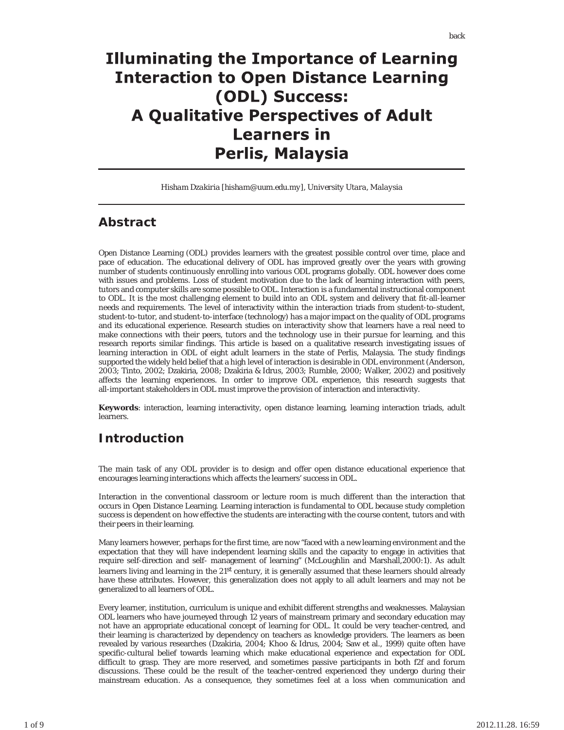# Illuminating the Importance of Learning Interaction to Open Distance Learning (ODL) Success: A Qualitative Perspectives of Adult Learners in Perlis, Malaysia

*Hisham Dzakiria [hisham@uum.edu.my], University Utara, Malaysia*

## Abstract

Open Distance Learning (ODL) provides learners with the greatest possible control over time, place and pace of education. The educational delivery of ODL has improved greatly over the years with growing number of students continuously enrolling into various ODL programs globally. ODL however does come with issues and problems. Loss of student motivation due to the lack of learning interaction with peers, tutors and computer skills are some possible to ODL. Interaction is a fundamental instructional component to ODL. It is the most challenging element to build into an ODL system and delivery that fit-all-learner needs and requirements. The level of interactivity within the interaction triads from student-to-student, student-to-tutor, and student-to-interface (technology) has a major impact on the quality of ODL programs and its educational experience. Research studies on interactivity show that learners have a real need to make connections with their peers, tutors and the technology use in their pursue for learning, and this research reports similar findings. This article is based on a qualitative research investigating issues of learning interaction in ODL of eight adult learners in the state of Perlis, Malaysia. The study findings supported the widely held belief that a high level of interaction is desirable in ODL environment (Anderson, 2003; Tinto, 2002; Dzakiria, 2008; Dzakiria & Idrus, 2003; Rumble, 2000; Walker, 2002) and positively affects the learning experiences. In order to improve ODL experience, this research suggests that all-important stakeholders in ODL must improve the provision of interaction and interactivity.

**Keywords**: interaction, learning interactivity, open distance learning, learning interaction triads, adult learners.

## Introduction

The main task of any ODL provider is to design and offer open distance educational experience that encourages learning interactions which affects the learners' success in ODL.

Interaction in the conventional classroom or lecture room is much different than the interaction that occurs in Open Distance Learning. Learning interaction is fundamental to ODL because study completion success is dependent on how effective the students are interacting with the course content, tutors and with their peers in their learning.

Many learners however, perhaps for the first time, are now "faced with a new learning environment and the expectation that they will have independent learning skills and the capacity to engage in activities that require self-direction and self- management of learning" (McLoughlin and Marshall,2000:1). As adult learners living and learning in the 21st century, it is generally assumed that these learners should already have these attributes. However, this generalization does not apply to all adult learners and may not be generalized to all learners of ODL.

Every learner, institution, curriculum is unique and exhibit different strengths and weaknesses. Malaysian ODL learners who have journeyed through 12 years of mainstream primary and secondary education may not have an appropriate educational concept of learning for ODL. It could be very teacher-centred, and their learning is characterized by dependency on teachers as knowledge providers. The learners as been revealed by various researches (Dzakiria, 2004; Khoo & Idrus, 2004; Saw et al., 1999) quite often have specific-cultural belief towards learning which make educational experience and expectation for ODL difficult to grasp. They are more reserved, and sometimes passive participants in both f2f and forum discussions. These could be the result of the teacher-centred experienced they undergo during their mainstream education. As a consequence, they sometimes feel at a loss when communication and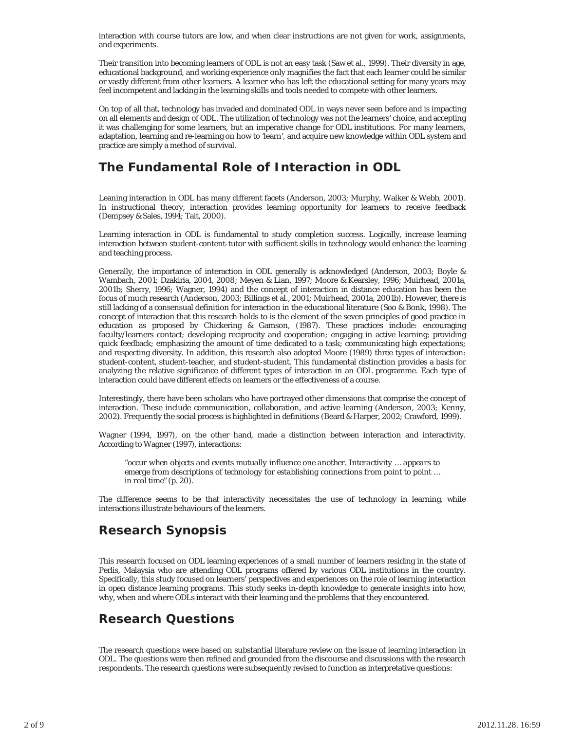interaction with course tutors are low, and when clear instructions are not given for work, assignments, and experiments.

Their transition into becoming learners of ODL is not an easy task (Saw et al., 1999). Their diversity in age, educational background, and working experience only magnifies the fact that each learner could be similar or vastly different from other learners. A learner who has left the educational setting for many years may feel incompetent and lacking in the learning skills and tools needed to compete with other learners.

On top of all that, technology has invaded and dominated ODL in ways never seen before and is impacting on all elements and design of ODL. The utilization of technology was not the learners' choice, and accepting it was challenging for some learners, but an imperative change for ODL institutions. For many learners, adaptation, learning and re-learning on how to 'learn', and acquire new knowledge within ODL system and practice are simply a method of survival.

## The Fundamental Role of Interaction in ODL

Leaning interaction in ODL has many different facets (Anderson, 2003; Murphy, Walker & Webb, 2001). In instructional theory, interaction provides learning opportunity for learners to receive feedback (Dempsey & Sales, 1994; Tait, 2000).

Learning interaction in ODL is fundamental to study completion success. Logically, increase learning interaction between student-content-tutor with sufficient skills in technology would enhance the learning and teaching process.

Generally, the importance of interaction in ODL generally is acknowledged (Anderson, 2003; Boyle & Wambach, 2001; Dzakiria, 2004, 2008; Meyen & Lian, 1997; Moore & Kearsley, 1996; Muirhead, 2001a, 2001b; Sherry, 1996; Wagner, 1994) and the concept of interaction in distance education has been the focus of much research (Anderson, 2003; Billings et al., 2001; Muirhead, 2001a, 2001b). However, there is still lacking of a consensual definition for interaction in the educational literature (Soo & Bonk, 1998). The concept of interaction that this research holds to is the element of the seven principles of good practice in education as proposed by Chickering & Gamson, (1987). These practices include: encouraging faculty/learners contact; developing reciprocity and cooperation; engaging in active learning; providing quick feedback; emphasizing the amount of time dedicated to a task; communicating high expectations; and respecting diversity. In addition, this research also adopted Moore (1989) three types of interaction: student-content, student-teacher, and student-student. This fundamental distinction provides a basis for analyzing the relative significance of different types of interaction in an ODL programme. Each type of interaction could have different effects on learners or the effectiveness of a course.

Interestingly, there have been scholars who have portrayed other dimensions that comprise the concept of interaction. These include communication, collaboration, and active learning (Anderson, 2003; Kenny, 2002). Frequently the social process is highlighted in definitions (Beard & Harper, 2002; Crawford, 1999).

Wagner (1994, 1997), on the other hand, made a distinction between interaction and interactivity. According to Wagner (1997), interactions:

> "*occur when objects and events mutually influence one another. Interactivity … appears to emerge from descriptions of technology for establishing connections from point to point … in real time*" (p. 20).

The difference seems to be that interactivity necessitates the use of technology in learning, while interactions illustrate behaviours of the learners.

## Research Synopsis

This research focused on ODL learning experiences of a small number of learners residing in the state of Perlis, Malaysia who are attending ODL programs offered by various ODL institutions in the country. Specifically, this study focused on learners' perspectives and experiences on the role of learning interaction in open distance learning programs. This study seeks in-depth knowledge to generate insights into how, why, when and where ODLs interact with their learning and the problems that they encountered.

## Research Questions

The research questions were based on substantial literature review on the issue of learning interaction in ODL. The questions were then refined and grounded from the discourse and discussions with the research respondents. The research questions were subsequently revised to function as interpretative questions: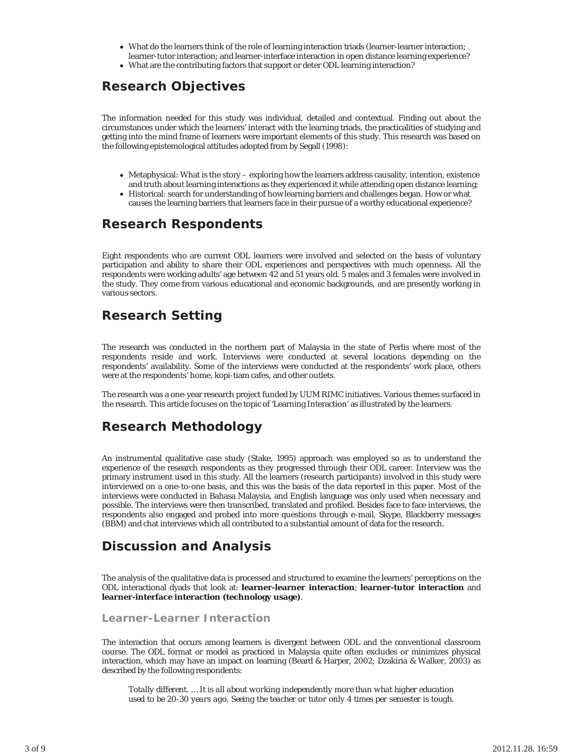- What do the learners think of the role of learning interaction triads (learner-learner interaction; learner-tutor interaction; and learner-interface interaction in open distance learning experience?
- What are the contributing factors that support or deter ODL learning interaction?

## Research Objectives

The information needed for this study was individual, detailed and contextual. Finding out about the circumstances under which the learners' interact with the learning triads, the practicalities of studying and getting into the mind frame of learners were important elements of this study. This research was based on the following epistemological attitudes adopted from by Segall (1998):

- Metaphysical: What is the story – exploring how the learners address causality, intention, existence and truth about learning interactions as they experienced it while attending open distance learning;
- Historical: search for understanding of how learning barriers and challenges began. How or what causes the learning barriers that learners face in their pursue of a worthy educational experience?

## Research Respondents

Eight respondents who are current ODL learners were involved and selected on the basis of voluntary participation and ability to share their ODL experiences and perspectives with much openness. All the respondents were working adults' age between 42 and 51 years old. 5 males and 3 females were involved in the study. They come from various educational and economic backgrounds, and are presently working in various sectors.

## Research Setting

The research was conducted in the northern part of Malaysia in the state of Perlis where most of the respondents reside and work. Interviews were conducted at several locations depending on the respondents' availability. Some of the interviews were conducted at the respondents' work place, others were at the respondents' home, kopi-tiam cafes, and other outlets.

The research was a one-year research project funded by UUM RIMC initiatives. Various themes surfaced in the research. This article focuses on the topic of 'Learning Interaction' as illustrated by the learners.

## Research Methodology

An instrumental qualitative case study (Stake, 1995) approach was employed so as to understand the experience of the research respondents as they progressed through their ODL career. Interview was the primary instrument used in this study. All the learners (research participants) involved in this study were interviewed on a one-to-one basis, and this was the basis of the data reported in this paper. Most of the interviews were conducted in Bahasa Malaysia, and English language was only used when necessary and possible. The interviews were then transcribed, translated and profiled. Besides face to face interviews, the respondents also engaged and probed into more questions through e-mail, Skype, Blackberry messages (BBM) and chat interviews which all contributed to a substantial amount of data for the research.

## Discussion and Analysis

The analysis of the qualitative data is processed and structured to examine the learners' perceptions on the ODL interactional dyads that look at: **learner-learner interaction**; **learner-tutor interaction** and **learner-interface interaction (technology usage)**.

### Learner-Learner Interaction

The interaction that occurs among learners is divergent between ODL and the conventional classroom course. The ODL format or model as practiced in Malaysia quite often excludes or minimizes physical interaction, which may have an impact on learning (Beard & Harper, 2002; Dzakiria & Walker, 2003) as described by the following respondents:

> *Totally different. … It is all about working independently more than what higher education used to be 20-30 years ago. Seeing the teacher or tutor only 4 times per semester is tough.*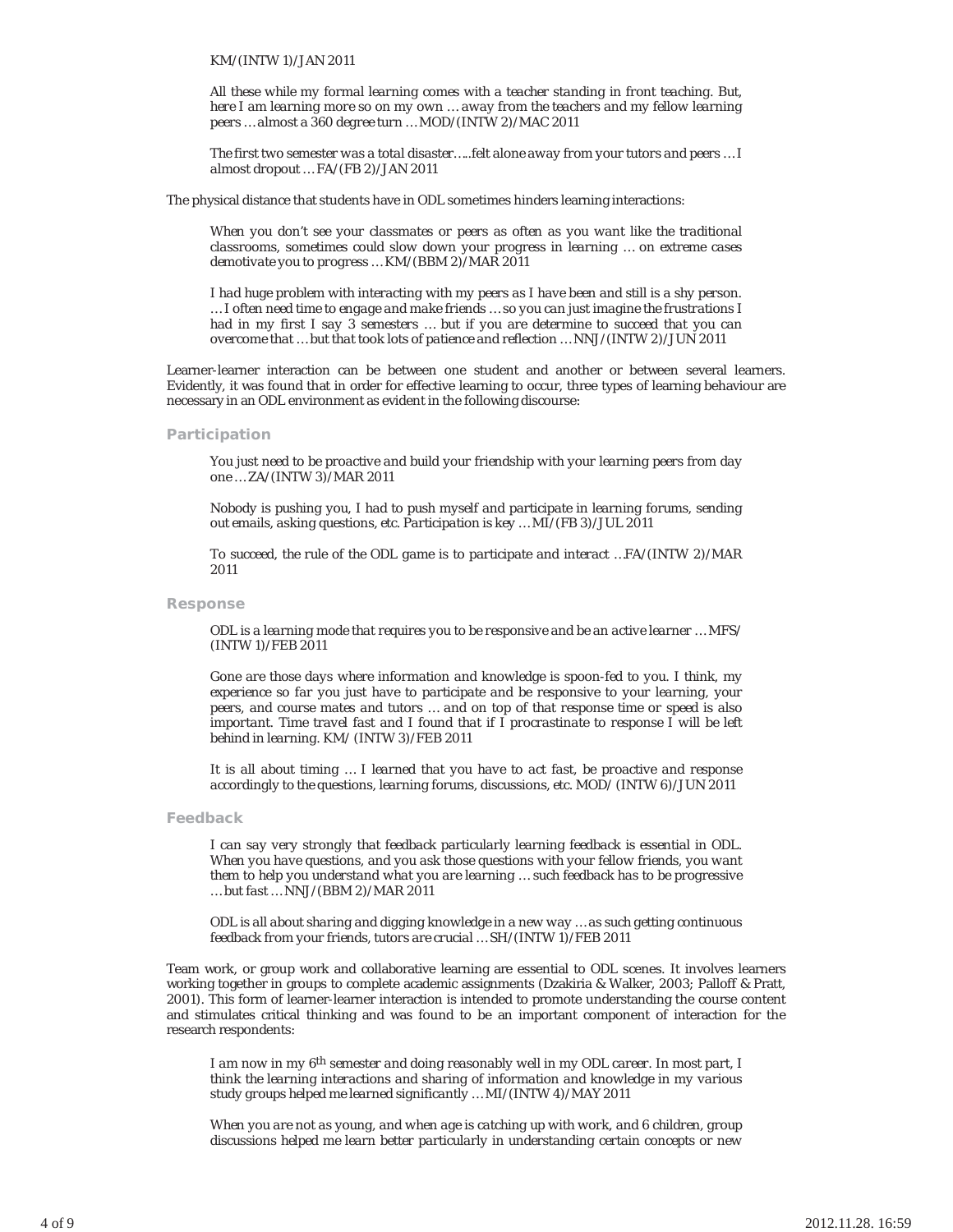*KM/(INTW 1)/JAN 2011*

> *All these while my formal learning comes with a teacher standing in front teaching. But, here I am learning more so on my own … away from the teachers and my fellow learning peers … almost a 360 degree turn … MOD/(INTW 2)/MAC 2011*

> *The first two semester was a total disaster…..felt alone away from your tutors and peers … I almost dropout … FA/(FB 2)/JAN 2011*

The physical distance that students have in ODL sometimes hinders learning interactions:

> *When you don't see your classmates or peers as often as you want like the traditional classrooms, sometimes could slow down your progress in learning … on extreme cases demotivate you to progress … KM/(BBM 2)/MAR 2011*

> *I had huge problem with interacting with my peers as I have been and still is a shy person. … I often need time to engage and make friends … so you can just imagine the frustrations I had in my first I say 3 semesters … but if you are determine to succeed that you can overcome that … but that took lots of patience and reflection … NNJ/(INTW 2)/JUN 2011*

Learner-learner interaction can be between one student and another or between several learners. Evidently, it was found that in order for effective learning to occur, three types of learning behaviour are necessary in an ODL environment as evident in the following discourse:

### Participation

> *You just need to be proactive and build your friendship with your learning peers from day one … ZA/(INTW 3)/MAR 2011*

> *Nobody is pushing you, I had to push myself and participate in learning forums, sending out emails, asking questions, etc. Participation is key … MI/(FB 3)/JUL 2011*

> *To succeed, the rule of the ODL game is to participate and interact …FA/(INTW 2)/MAR 2011*

### Response

> *ODL is a learning mode that requires you to be responsive and be an active learner … MFS/ (INTW 1)/FEB 2011*

> *Gone are those days where information and knowledge is spoon-fed to you. I think, my experience so far you just have to participate and be responsive to your learning, your peers, and course mates and tutors … and on top of that response time or speed is also important. Time travel fast and I found that if I procrastinate to response I will be left behind in learning. KM/ (INTW 3)/FEB 2011*

> *It is all about timing … I learned that you have to act fast, be proactive and response accordingly to the questions, learning forums, discussions, etc. MOD/ (INTW 6)/JUN 2011*

### Feedback

> *I can say very strongly that feedback particularly learning feedback is essential in ODL. When you have questions, and you ask those questions with your fellow friends, you want them to help you understand what you are learning … such feedback has to be progressive … but fast … NNJ/(BBM 2)/MAR 2011*

> *ODL is all about sharing and digging knowledge in a new way … as such getting continuous feedback from your friends, tutors are crucial … SH/(INTW 1)/FEB 2011*

Team work, or group work and collaborative learning are essential to ODL scenes. It involves learners working together in groups to complete academic assignments (Dzakiria & Walker, 2003; Palloff & Pratt, 2001). This form of learner-learner interaction is intended to promote understanding the course content and stimulates critical thinking and was found to be an important component of interaction for the research respondents:

> *I am now in my 6th semester and doing reasonably well in my ODL career. In most part, I think the learning interactions and sharing of information and knowledge in my various study groups helped me learned significantly … MI/(INTW 4)/MAY 2011*

> *When you are not as young, and when age is catching up with work, and 6 children, group discussions helped me learn better particularly in understanding certain concepts or new*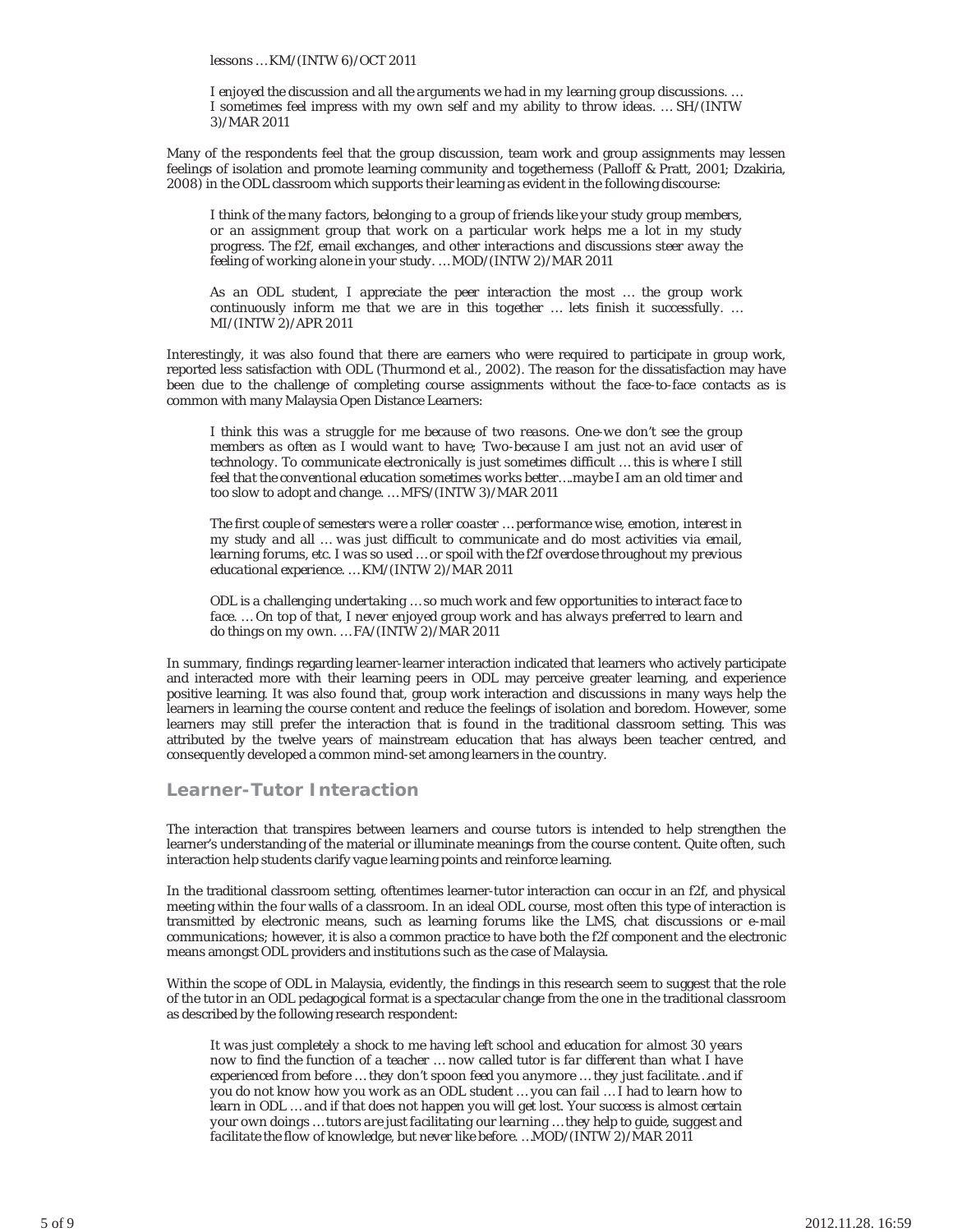*lessons … KM/(INTW 6)/OCT 2011*

> *I enjoyed the discussion and all the arguments we had in my learning group discussions. … I sometimes feel impress with my own self and my ability to throw ideas. … SH/(INTW 3)/MAR 2011*

Many of the respondents feel that the group discussion, team work and group assignments may lessen feelings of isolation and promote learning community and togetherness (Palloff & Pratt, 2001; Dzakiria, 2008) in the ODL classroom which supports their learning as evident in the following discourse:

> *I think of the many factors, belonging to a group of friends like your study group members, or an assignment group that work on a particular work helps me a lot in my study progress. The f2f, email exchanges, and other interactions and discussions steer away the feeling of working alone in your study. … MOD/(INTW 2)/MAR 2011*

> *As an ODL student, I appreciate the peer interaction the most … the group work continuously inform me that we are in this together … lets finish it successfully. … MI/(INTW 2)/APR 2011*

Interestingly, it was also found that there are earners who were required to participate in group work, reported less satisfaction with ODL (Thurmond et al., 2002). The reason for the dissatisfaction may have been due to the challenge of completing course assignments without the face-to-face contacts as is common with many Malaysia Open Distance Learners:

> *I think this was a struggle for me because of two reasons. One-we don't see the group members as often as I would want to have; Two-because I am just not an avid user of technology. To communicate electronically is just sometimes difficult … this is where I still feel that the conventional education sometimes works better….maybe I am an old timer and too slow to adopt and change. … MFS/(INTW 3)/MAR 2011*

> *The first couple of semesters were a roller coaster … performance wise, emotion, interest in my study and all … was just difficult to communicate and do most activities via email, learning forums, etc. I was so used … or spoil with the f2f overdose throughout my previous educational experience. … KM/(INTW 2)/MAR 2011*

> *ODL is a challenging undertaking … so much work and few opportunities to interact face to face. … On top of that, I never enjoyed group work and has always preferred to learn and do things on my own. … FA/(INTW 2)/MAR 2011*

In summary, findings regarding learner-learner interaction indicated that learners who actively participate and interacted more with their learning peers in ODL may perceive greater learning, and experience positive learning. It was also found that, group work interaction and discussions in many ways help the learners in learning the course content and reduce the feelings of isolation and boredom. However, some learners may still prefer the interaction that is found in the traditional classroom setting. This was attributed by the twelve years of mainstream education that has always been teacher centred, and consequently developed a common mind-set among learners in the country.

## Learner-Tutor Interaction

The interaction that transpires between learners and course tutors is intended to help strengthen the learner's understanding of the material or illuminate meanings from the course content. Quite often, such interaction help students clarify vague learning points and reinforce learning.

In the traditional classroom setting, oftentimes learner-tutor interaction can occur in an f2f, and physical meeting within the four walls of a classroom. In an ideal ODL course, most often this type of interaction is transmitted by electronic means, such as learning forums like the LMS, chat discussions or e-mail communications; however, it is also a common practice to have both the f2f component and the electronic means amongst ODL providers and institutions such as the case of Malaysia.

Within the scope of ODL in Malaysia, evidently, the findings in this research seem to suggest that the role of the tutor in an ODL pedagogical format is a spectacular change from the one in the traditional classroom as described by the following research respondent:

> *It was just completely a shock to me having left school and education for almost 30 years now to find the function of a teacher … now called tutor is far different than what I have experienced from before … they don't spoon feed you anymore … they just facilitate…and if you do not know how you work as an ODL student … you can fail … I had to learn how to learn in ODL … and if that does not happen you will get lost. Your success is almost certain your own doings … tutors are just facilitating our learning … they help to guide, suggest and facilitate the flow of knowledge, but never like before. …MOD/(INTW 2)/MAR 2011*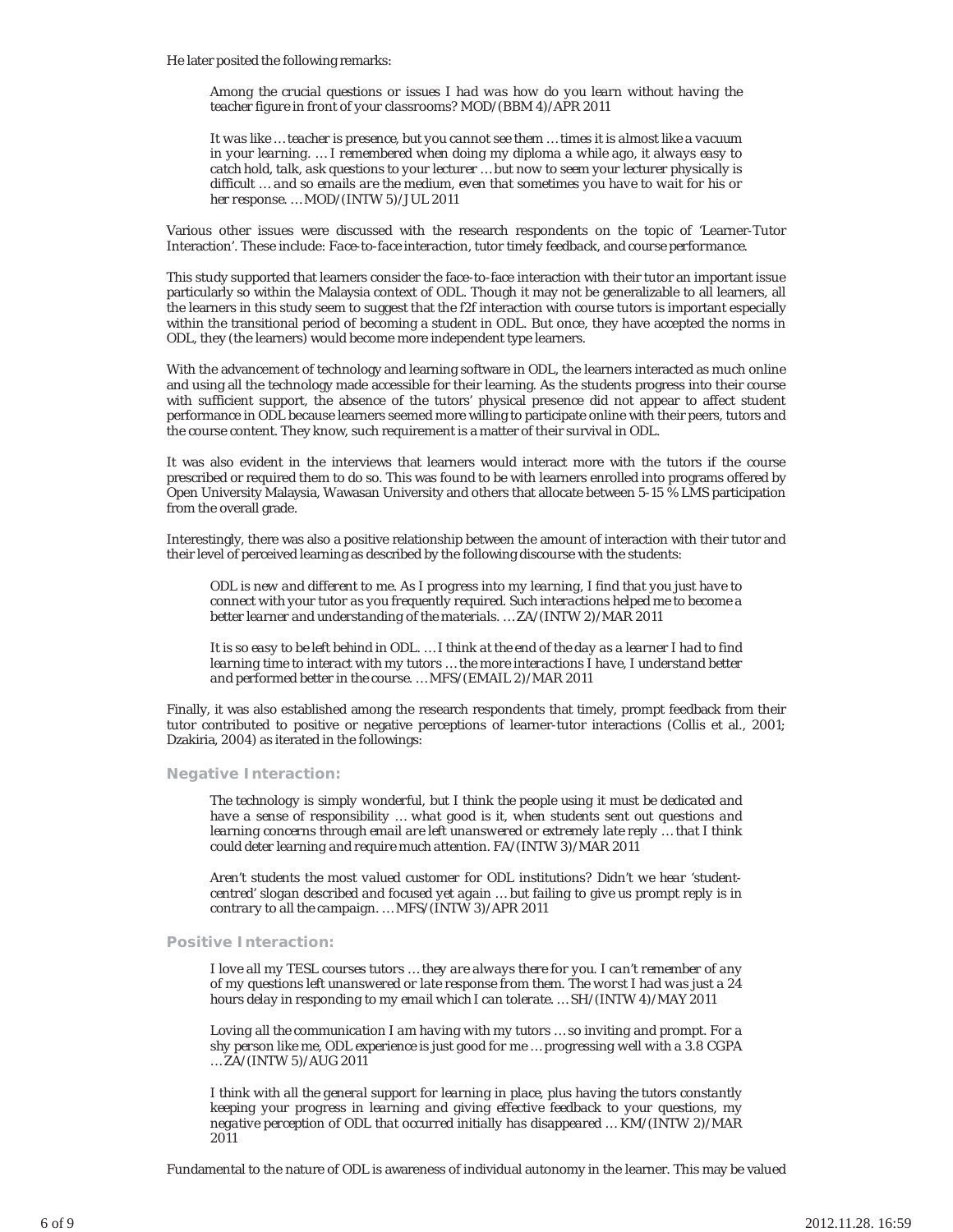He later posited the following remarks:

> *Among the crucial questions or issues I had was how do you learn without having the teacher figure in front of your classrooms? MOD/(BBM 4)/APR 2011*

> *It was like ... teacher is presence, but you cannot see them ... times it is almost like a vacuum in your learning. ... I remembered when doing my diploma a while ago, it always easy to catch hold, talk, ask questions to your lecturer ... but now to seem your lecturer physically is difficult ... and so emails are the medium, even that sometimes you have to wait for his or her response. ... MOD/(INTW 5)/JUL 2011*

Various other issues were discussed with the research respondents on the topic of 'Learner-Tutor Interaction'. These include: *Face-to-face interaction, tutor timely feedback, and course performance.*

This study supported that learners consider the face-to-face interaction with their tutor an important issue particularly so within the Malaysia context of ODL. Though it may not be generalizable to all learners, all the learners in this study seem to suggest that the f2f interaction with course tutors is important especially within the transitional period of becoming a student in ODL. But once, they have accepted the norms in ODL, they (the learners) would become more independent type learners.

With the advancement of technology and learning software in ODL, the learners interacted as much online and using all the technology made accessible for their learning. As the students progress into their course with sufficient support, the absence of the tutors' physical presence did not appear to affect student performance in ODL because learners seemed more willing to participate online with their peers, tutors and the course content. They know, such requirement is a matter of their survival in ODL.

It was also evident in the interviews that learners would interact more with the tutors if the course prescribed or required them to do so. This was found to be with learners enrolled into programs offered by Open University Malaysia, Wawasan University and others that allocate between 5-15 % LMS participation from the overall grade.

Interestingly, there was also a positive relationship between the amount of interaction with their tutor and their level of perceived learning as described by the following discourse with the students:

> *ODL is new and different to me. As I progress into my learning, I find that you just have to connect with your tutor as you frequently required. Such interactions helped me to become a better learner and understanding of the materials. ... ZA/(INTW 2)/MAR 2011*

> *It is so easy to be left behind in ODL. ... I think at the end of the day as a learner I had to find learning time to interact with my tutors ... the more interactions I have, I understand better and performed better in the course. ... MFS/(EMAIL 2)/MAR 2011*

Finally, it was also established among the research respondents that timely, prompt feedback from their tutor contributed to positive or negative perceptions of learner-tutor interactions (Collis et al., 2001; Dzakiria, 2004) as iterated in the followings:

#### Negative Interaction:

> *The technology is simply wonderful, but I think the people using it must be dedicated and have a sense of responsibility ... what good is it, when students sent out questions and learning concerns through email are left unanswered or extremely late reply ... that I think could deter learning and require much attention. FA/(INTW 3)/MAR 2011*

> *Aren't students the most valued customer for ODL institutions? Didn't we hear 'student-centred' slogan described and focused yet again ... but failing to give us prompt reply is in contrary to all the campaign. ... MFS/(INTW 3)/APR 2011*

#### Positive Interaction:

> *I love all my TESL courses tutors ... they are always there for you. I can't remember of any of my questions left unanswered or late response from them. The worst I had was just a 24 hours delay in responding to my email which I can tolerate. ... SH/(INTW 4)/MAY 2011*

> *Loving all the communication I am having with my tutors ... so inviting and prompt. For a shy person like me, ODL experience is just good for me ... progressing well with a 3.8 CGPA ... ZA/(INTW 5)/AUG 2011*

> *I think with all the general support for learning in place, plus having the tutors constantly keeping your progress in learning and giving effective feedback to your questions, my negative perception of ODL that occurred initially has disappeared ... KM/(INTW 2)/MAR 2011*

Fundamental to the nature of ODL is awareness of individual autonomy in the learner. This may be valued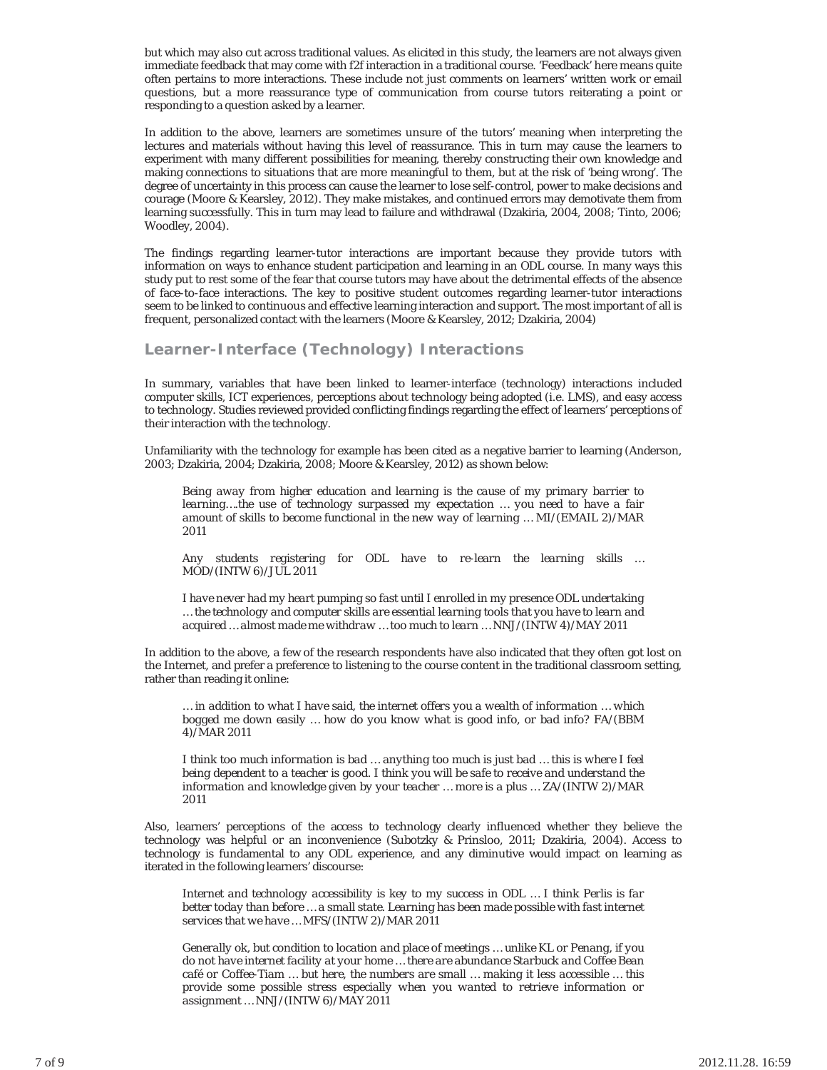but which may also cut across traditional values. As elicited in this study, the learners are not always given immediate feedback that may come with f2f interaction in a traditional course. 'Feedback' here means quite often pertains to more interactions. These include not just comments on learners' written work or email questions, but a more reassurance type of communication from course tutors reiterating a point or responding to a question asked by a learner.

In addition to the above, learners are sometimes unsure of the tutors' meaning when interpreting the lectures and materials without having this level of reassurance. This in turn may cause the learners to experiment with many different possibilities for meaning, thereby constructing their own knowledge and making connections to situations that are more meaningful to them, but at the risk of 'being wrong'. The degree of uncertainty in this process can cause the learner to lose self-control, power to make decisions and courage (Moore & Kearsley, 2012). They make mistakes, and continued errors may demotivate them from learning successfully. This in turn may lead to failure and withdrawal (Dzakiria, 2004, 2008; Tinto, 2006; Woodley, 2004).

The findings regarding learner-tutor interactions are important because they provide tutors with information on ways to enhance student participation and learning in an ODL course. In many ways this study put to rest some of the fear that course tutors may have about the detrimental effects of the absence of face-to-face interactions. The key to positive student outcomes regarding learner-tutor interactions seem to be linked to continuous and effective learning interaction and support. The most important of all is frequent, personalized contact with the learners (Moore & Kearsley, 2012; Dzakiria, 2004)

## Learner-Interface (Technology) Interactions

In summary, variables that have been linked to learner-interface (technology) interactions included computer skills, ICT experiences, perceptions about technology being adopted (i.e. LMS), and easy access to technology. Studies reviewed provided conflicting findings regarding the effect of learners' perceptions of their interaction with the technology.

Unfamiliarity with the technology for example has been cited as a negative barrier to learning (Anderson, 2003; Dzakiria, 2004; Dzakiria, 2008; Moore & Kearsley, 2012) as shown below:

> *Being away from higher education and learning is the cause of my primary barrier to learning….the use of technology surpassed my expectation … you need to have a fair amount of skills to become functional in the new way of learning … MI/(EMAIL 2)/MAR 2011*

> *Any students registering for ODL have to re-learn the learning skills … MOD/(INTW 6)/JUL 2011*

> *I have never had my heart pumping so fast until I enrolled in my presence ODL undertaking … the technology and computer skills are essential learning tools that you have to learn and acquired … almost made me withdraw … too much to learn … NNJ/(INTW 4)/MAY 2011*

In addition to the above, a few of the research respondents have also indicated that they often got lost on the Internet, and prefer a preference to listening to the course content in the traditional classroom setting, rather than reading it online:

> *… in addition to what I have said, the internet offers you a wealth of information … which bogged me down easily … how do you know what is good info, or bad info? FA/(BBM 4)/MAR 2011*

> *I think too much information is bad … anything too much is just bad … this is where I feel being dependent to a teacher is good. I think you will be safe to receive and understand the information and knowledge given by your teacher … more is a plus … ZA/(INTW 2)/MAR 2011*

Also, learners' perceptions of the access to technology clearly influenced whether they believe the technology was helpful or an inconvenience (Subotzky & Prinsloo, 2011; Dzakiria, 2004). Access to technology is fundamental to any ODL experience, and any diminutive would impact on learning as iterated in the following learners' discourse:

> *Internet and technology accessibility is key to my success in ODL … I think Perlis is far better today than before … a small state. Learning has been made possible with fast internet services that we have … MFS/(INTW 2)/MAR 2011*

> *Generally ok, but condition to location and place of meetings … unlike KL or Penang, if you do not have internet facility at your home … there are abundance Starbuck and Coffee Bean café or Coffee-Tiam … but here, the numbers are small … making it less accessible … this provide some possible stress especially when you wanted to retrieve information or assignment … NNJ/(INTW 6)/MAY 2011*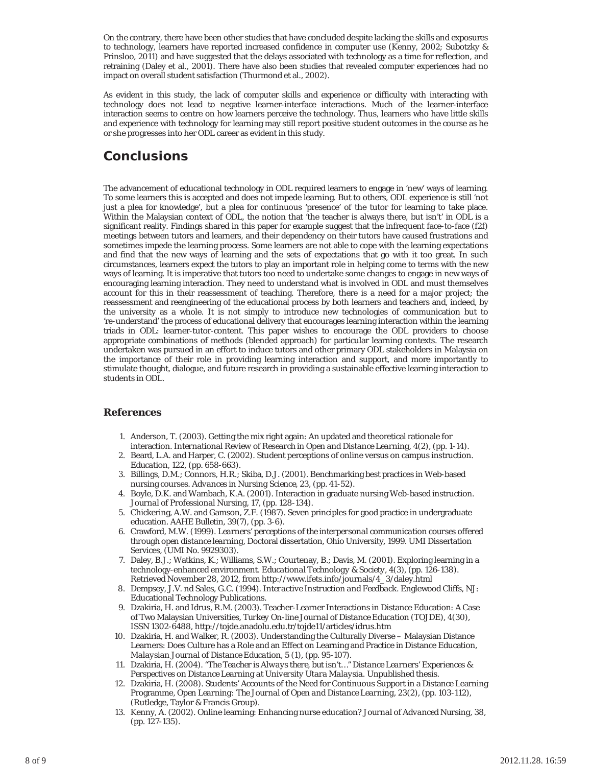On the contrary, there have been other studies that have concluded despite lacking the skills and exposures to technology, learners have reported increased confidence in computer use (Kenny, 2002; Subotzky & Prinsloo, 2011) and have suggested that the delays associated with technology as a time for reflection, and retraining (Daley et al., 2001). There have also been studies that revealed computer experiences had no impact on overall student satisfaction (Thurmond et al., 2002).

As evident in this study, the lack of computer skills and experience or difficulty with interacting with technology does not lead to negative learner-interface interactions. Much of the learner-interface interaction seems to centre on how learners perceive the technology. Thus, learners who have little skills and experience with technology for learning may still report positive student outcomes in the course as he or she progresses into her ODL career as evident in this study.

## Conclusions

The advancement of educational technology in ODL required learners to engage in 'new' ways of learning. To some learners this is accepted and does not impede learning. But to others, ODL experience is still 'not just a plea for knowledge', but a plea for continuous 'presence' of the tutor for learning to take place. Within the Malaysian context of ODL, the notion that 'the teacher is always there, but isn't' in ODL is a significant reality. Findings shared in this paper for example suggest that the infrequent face-to-face (f2f) meetings between tutors and learners, and their dependency on their tutors have caused frustrations and sometimes impede the learning process. Some learners are not able to cope with the learning expectations and find that the new ways of learning and the sets of expectations that go with it too great. In such circumstances, learners expect the tutors to play an important role in helping come to terms with the new ways of learning. It is imperative that tutors too need to undertake some changes to engage in new ways of encouraging learning interaction. They need to understand what is involved in ODL and must themselves account for this in their reassessment of teaching. Therefore, there is a need for a major project; the reassessment and reengineering of the educational process by both learners and teachers and, indeed, by the university as a whole. It is not simply to introduce new technologies of communication but to 're-understand' the process of educational delivery that encourages learning interaction within the learning triads in ODL: learner-tutor-content. This paper wishes to encourage the ODL providers to choose appropriate combinations of methods (blended approach) for particular learning contexts. The research undertaken was pursued in an effort to induce tutors and other primary ODL stakeholders in Malaysia on the importance of their role in providing learning interaction and support, and more importantly to stimulate thought, dialogue, and future research in providing a sustainable effective learning interaction to students in ODL.

### References

1. Anderson, T. (2003). Getting the mix right again: An updated and theoretical rationale for interaction. *International Review of Research in Open and Distance Learning*, 4(2), (pp. 1-14).
2. Beard, L.A. and Harper, C. (2002). Student perceptions of online versus on campus instruction. *Education*, 122, (pp. 658-663).
3. Billings, D.M.; Connors, H.R.; Skiba, D.J. (2001). Benchmarking best practices in Web-based nursing courses. *Advances in Nursing Science*, 23, (pp. 41-52).
4. Boyle, D.K. and Wambach, K.A. (2001). Interaction in graduate nursing Web-based instruction. *Journal of Professional Nursing*, 17, (pp. 128-134).
5. Chickering, A.W. and Gamson, Z.F. (1987). Seven principles for good practice in undergraduate education. AAHE Bulletin, 39(7), (pp. 3-6).
6. Crawford, M.W. (1999). *Learners' perceptions of the interpersonal communication courses offered through open distance learning*, Doctoral dissertation, Ohio University, 1999. UMI Dissertation Services, (UMI No. 9929303).
7. Daley, B.J.; Watkins, K.; Williams, S.W.; Courtenay, B.; Davis, M. (2001). Exploring learning in a technology-enhanced environment. *Educational Technology & Society*, 4(3), (pp. 126-138). Retrieved November 28, 2012, from http://www.ifets.info/journals/4_3/daley.html
8. Dempsey, J.V. nd Sales, G.C. (1994). *Interactive Instruction and Feedback*. Englewood Cliffs, NJ: Educational Technology Publications.
9. Dzakiria, H. and Idrus, R.M. (2003). Teacher-Learner Interactions in Distance Education: A Case of Two Malaysian Universities, *Turkey On-line Journal of Distance Education (TOJDE)*, 4(30), ISSN 1302-6488, http://tojde.anadolu.edu.tr/tojde11/articles/idrus.htm
10. Dzakiria, H. and Walker, R. (2003). Understanding the Culturally Diverse – Malaysian Distance Learners: Does Culture has a Role and an Effect on Learning and Practice in Distance Education, *Malaysian Journal of Distance Education*, 5 (1), (pp. 95-107).
11. Dzakiria, H. (2004). *"The Teacher is Always there, but isn't…" Distance Learners' Experiences & Perspectives on Distance Learning at University Utara Malaysia*. Unpublished thesis.
12. Dzakiria, H. (2008). Students' Accounts of the Need for Continuous Support in a Distance Learning Programme, *Open Learning: The Journal of Open and Distance Learning*, 23(2), (pp. 103-112), (Rutledge, Taylor & Francis Group).
13. Kenny, A. (2002). Online learning: Enhancing nurse education? *Journal of Advanced Nursing*, 38, (pp. 127-135).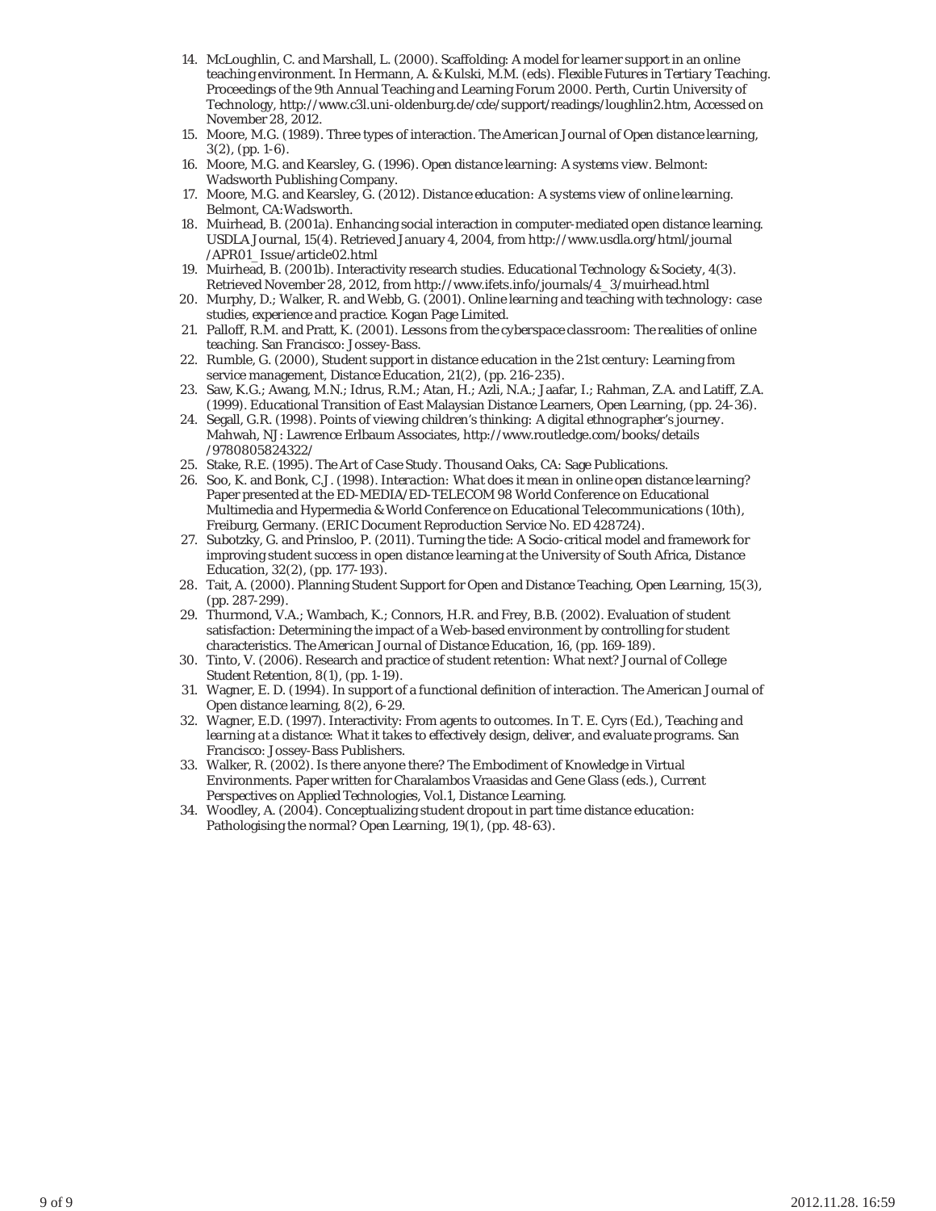14. McLoughlin, C. and Marshall, L. (2000). Scaffolding: A model for learner support in an online teaching environment. In Hermann, A. & Kulski, M.M. (eds). *Flexible Futures in Tertiary Teaching*. Proceedings of the 9th Annual Teaching and Learning Forum 2000. Perth, Curtin University of Technology, http://www.c3l.uni-oldenburg.de/cde/support/readings/loughlin2.htm, Accessed on November 28, 2012.
15. Moore, M.G. (1989). Three types of interaction. *The American Journal of Open distance learning*, 3(2), (pp. 1-6).
16. Moore, M.G. and Kearsley, G. (1996). *Open distance learning: A systems view*. Belmont: Wadsworth Publishing Company.
17. Moore, M.G. and Kearsley, G. (2012). *Distance education: A systems view of online learning*. Belmont, CA:Wadsworth.
18. Muirhead, B. (2001a). Enhancing social interaction in computer-mediated open distance learning. *USDLA Journal*, 15(4). Retrieved January 4, 2004, from http://www.usdla.org/html/journal /APR01_Issue/article02.html
19. Muirhead, B. (2001b). Interactivity research studies. *Educational Technology & Society*, 4(3). Retrieved November 28, 2012, from http://www.ifets.info/journals/4_3/muirhead.html
20. Murphy, D.; Walker, R. and Webb, G. (2001). *Online learning and teaching with technology: case studies, experience and practice*. Kogan Page Limited.
21. Palloff, R.M. and Pratt, K. (2001). *Lessons from the cyberspace classroom: The realities of online teaching*. San Francisco: Jossey-Bass.
22. Rumble, G. (2000), Student support in distance education in the 21st century: Learning from service management, Distance Education, 21(2), (pp. 216-235).
23. Saw, K.G.; Awang, M.N.; Idrus, R.M.; Atan, H.; Azli, N.A.; Jaafar, I.; Rahman, Z.A. and Latiff, Z.A. (1999). Educational Transition of East Malaysian Distance Learners, *Open Learning*, (pp. 24-36).
24. Segall, G.R. (1998). *Points of viewing children's thinking: A digital ethnographer's journey*. Mahwah, NJ: Lawrence Erlbaum Associates, http://www.routledge.com/books/details /9780805824322/
25. Stake, R.E. (1995). *The Art of Case Study*. Thousand Oaks, CA: Sage Publications.
26. Soo, K. and Bonk, C.J. (1998). *Interaction: What does it mean in online open distance learning?* Paper presented at the ED-MEDIA/ED-TELECOM 98 World Conference on Educational Multimedia and Hypermedia & World Conference on Educational Telecommunications (10th), Freiburg, Germany. (ERIC Document Reproduction Service No. ED 428724).
27. Subotzky, G. and Prinsloo, P. (2011). Turning the tide: A Socio-critical model and framework for improving student success in open distance learning at the University of South Africa, *Distance Education*, 32(2), (pp. 177-193).
28. Tait, A. (2000). Planning Student Support for Open and Distance Teaching, *Open Learning*, 15(3), (pp. 287-299).
29. Thurmond, V.A.; Wambach, K.; Connors, H.R. and Frey, B.B. (2002). Evaluation of student satisfaction: Determining the impact of a Web-based environment by controlling for student characteristics. *The American Journal of Distance Education*, 16, (pp. 169-189).
30. Tinto, V. (2006). Research and practice of student retention: What next? *Journal of College Student Retention*, 8(1), (pp. 1-19).
31. Wagner, E. D. (1994). In support of a functional definition of interaction. *The American Journal of Open distance learning*, 8(2), 6-29.
32. Wagner, E.D. (1997). Interactivity: From agents to outcomes. In T. E. Cyrs (Ed.), *Teaching and learning at a distance: What it takes to effectively design, deliver, and evaluate programs*. San Francisco: Jossey-Bass Publishers.
33. Walker, R. (2002). Is there anyone there? The Embodiment of Knowledge in Virtual Environments. Paper written for Charalambos Vraasidas and Gene Glass (eds.), *Current Perspectives on Applied Technologies*, Vol.1, Distance Learning.
34. Woodley, A. (2004). Conceptualizing student dropout in part time distance education: Pathologising the normal? Open Learning, 19(1), (pp. 48-63).